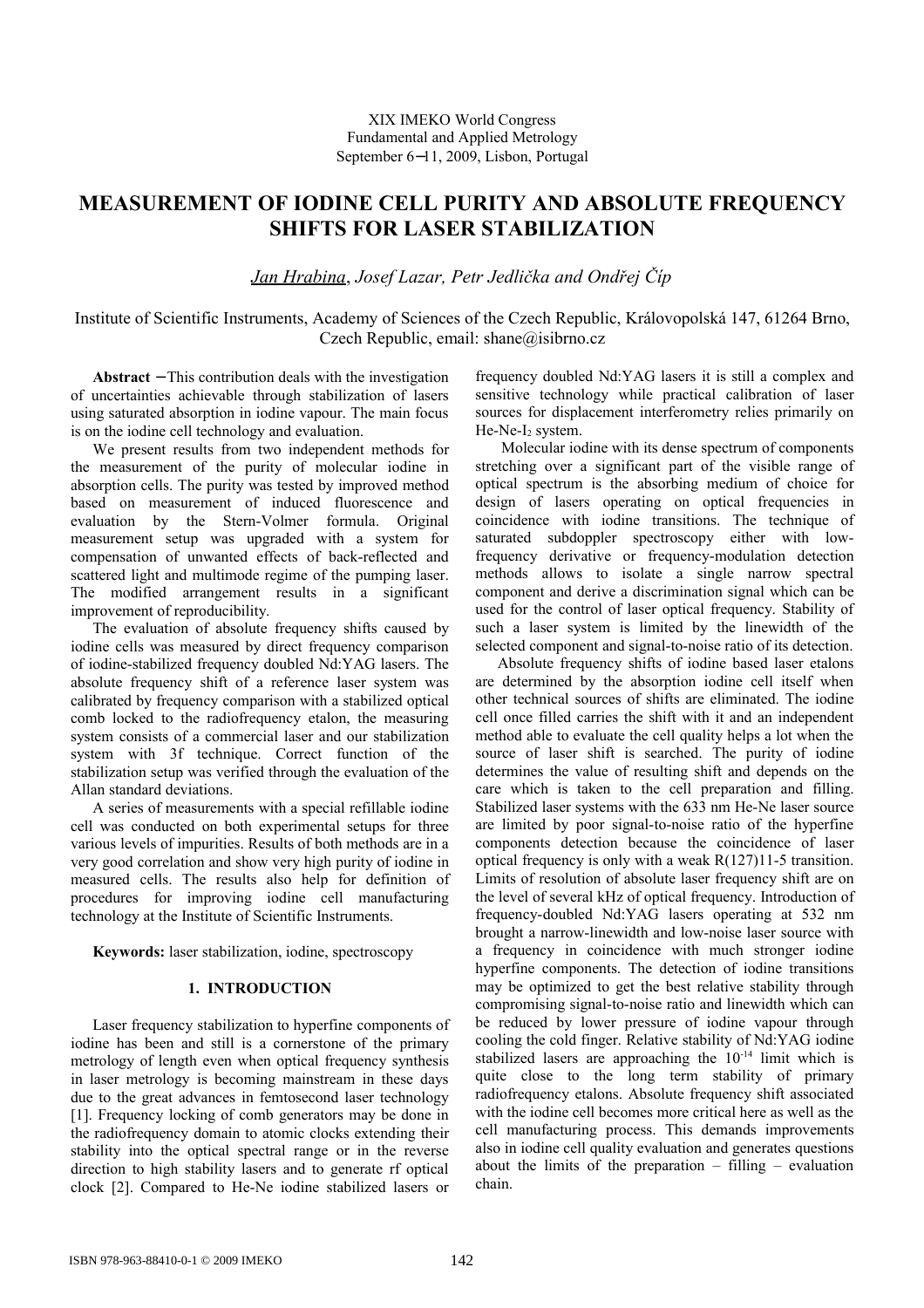XIX IMEKO World Congress
Fundamental and Applied Metrology
September 6−11, 2009, Lisbon, Portugal

# MEASUREMENT OF IODINE CELL PURITY AND ABSOLUTE FREQUENCY SHIFTS FOR LASER STABILIZATION

*Jan Hrabina*, *Josef Lazar, Petr Jedlička and Ondřej Číp*

Institute of Scientific Instruments, Academy of Sciences of the Czech Republic, Královopolská 147, 61264 Brno, Czech Republic, email: shane@isibrno.cz

**Abstract** − This contribution deals with the investigation of uncertainties achievable through stabilization of lasers using saturated absorption in iodine vapour. The main focus is on the iodine cell technology and evaluation.

We present results from two independent methods for the measurement of the purity of molecular iodine in absorption cells. The purity was tested by improved method based on measurement of induced fluorescence and evaluation by the Stern-Volmer formula. Original measurement setup was upgraded with a system for compensation of unwanted effects of back-reflected and scattered light and multimode regime of the pumping laser. The modified arrangement results in a significant improvement of reproducibility.

The evaluation of absolute frequency shifts caused by iodine cells was measured by direct frequency comparison of iodine-stabilized frequency doubled Nd:YAG lasers. The absolute frequency shift of a reference laser system was calibrated by frequency comparison with a stabilized optical comb locked to the radiofrequency etalon, the measuring system consists of a commercial laser and our stabilization system with 3f technique. Correct function of the stabilization setup was verified through the evaluation of the Allan standard deviations.

A series of measurements with a special refillable iodine cell was conducted on both experimental setups for three various levels of impurities. Results of both methods are in a very good correlation and show very high purity of iodine in measured cells. The results also help for definition of procedures for improving iodine cell manufacturing technology at the Institute of Scientific Instruments.

**Keywords:** laser stabilization, iodine, spectroscopy

## 1. INTRODUCTION

Laser frequency stabilization to hyperfine components of iodine has been and still is a cornerstone of the primary metrology of length even when optical frequency synthesis in laser metrology is becoming mainstream in these days due to the great advances in femtosecond laser technology [1]. Frequency locking of comb generators may be done in the radiofrequency domain to atomic clocks extending their stability into the optical spectral range or in the reverse direction to high stability lasers and to generate rf optical clock [2]. Compared to He-Ne iodine stabilized lasers or frequency doubled Nd:YAG lasers it is still a complex and sensitive technology while practical calibration of laser sources for displacement interferometry relies primarily on He-Ne-$I_2$ system.

Molecular iodine with its dense spectrum of components stretching over a significant part of the visible range of optical spectrum is the absorbing medium of choice for design of lasers operating on optical frequencies in coincidence with iodine transitions. The technique of saturated subdoppler spectroscopy either with low-frequency derivative or frequency-modulation detection methods allows to isolate a single narrow spectral component and derive a discrimination signal which can be used for the control of laser optical frequency. Stability of such a laser system is limited by the linewidth of the selected component and signal-to-noise ratio of its detection.

Absolute frequency shifts of iodine based laser etalons are determined by the absorption iodine cell itself when other technical sources of shifts are eliminated. The iodine cell once filled carries the shift with it and an independent method able to evaluate the cell quality helps a lot when the source of laser shift is searched. The purity of iodine determines the value of resulting shift and depends on the care which is taken to the cell preparation and filling. Stabilized laser systems with the 633 nm He-Ne laser source are limited by poor signal-to-noise ratio of the hyperfine components detection because the coincidence of laser optical frequency is only with a weak R(127)11-5 transition. Limits of resolution of absolute laser frequency shift are on the level of several kHz of optical frequency. Introduction of frequency-doubled Nd:YAG lasers operating at 532 nm brought a narrow-linewidth and low-noise laser source with a frequency in coincidence with much stronger iodine hyperfine components. The detection of iodine transitions may be optimized to get the best relative stability through compromising signal-to-noise ratio and linewidth which can be reduced by lower pressure of iodine vapour through cooling the cold finger. Relative stability of Nd:YAG iodine stabilized lasers are approaching the $10^{-14}$ limit which is quite close to the long term stability of primary radiofrequency etalons. Absolute frequency shift associated with the iodine cell becomes more critical here as well as the cell manufacturing process. This demands improvements also in iodine cell quality evaluation and generates questions about the limits of the preparation – filling – evaluation chain.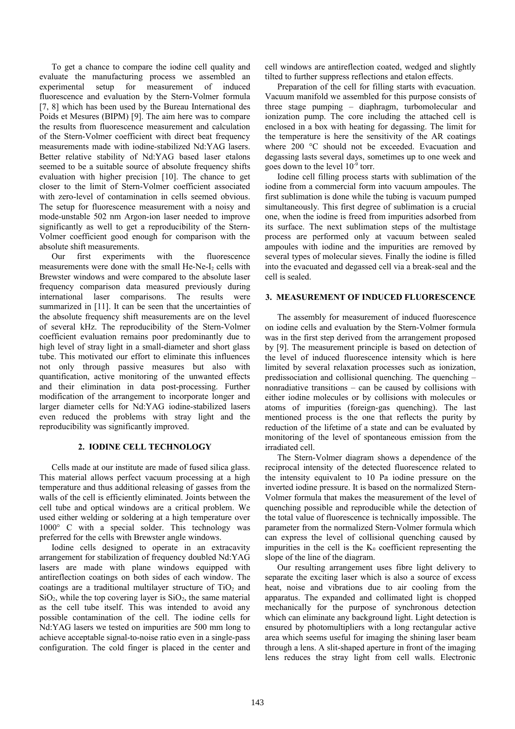To get a chance to compare the iodine cell quality and evaluate the manufacturing process we assembled an experimental setup for measurement of induced fluorescence and evaluation by the Stern-Volmer formula [7, 8] which has been used by the Bureau International des Poids et Mesures (BIPM) [9]. The aim here was to compare the results from fluorescence measurement and calculation of the Stern-Volmer coefficient with direct beat frequency measurements made with iodine-stabilized Nd:YAG lasers. Better relative stability of Nd:YAG based laser etalons seemed to be a suitable source of absolute frequency shifts evaluation with higher precision [10]. The chance to get closer to the limit of Stern-Volmer coefficient associated with zero-level of contamination in cells seemed obvious. The setup for fluorescence measurement with a noisy and mode-unstable 502 nm Argon-ion laser needed to improve significantly as well to get a reproducibility of the Stern-Volmer coefficient good enough for comparison with the absolute shift measurements.

Our first experiments with the fluorescence measurements were done with the small He-Ne-$I_2$ cells with Brewster windows and were compared to the absolute laser frequency comparison data measured previously during international laser comparisons. The results were summarized in [11]. It can be seen that the uncertainties of the absolute frequency shift measurements are on the level of several kHz. The reproducibility of the Stern-Volmer coefficient evaluation remains poor predominantly due to high level of stray light in a small-diameter and short glass tube. This motivated our effort to eliminate this influences not only through passive measures but also with quantification, active monitoring of the unwanted effects and their elimination in data post-processing. Further modification of the arrangement to incorporate longer and larger diameter cells for Nd:YAG iodine-stabilized lasers even reduced the problems with stray light and the reproducibility was significantly improved.

## 2. IODINE CELL TECHNOLOGY

Cells made at our institute are made of fused silica glass. This material allows perfect vacuum processing at a high temperature and thus additional releasing of gasses from the walls of the cell is efficiently eliminated. Joints between the cell tube and optical windows are a critical problem. We used either welding or soldering at a high temperature over 1000° C with a special solder. This technology was preferred for the cells with Brewster angle windows.

Iodine cells designed to operate in an extracavity arrangement for stabilization of frequency doubled Nd:YAG lasers are made with plane windows equipped with antireflection coatings on both sides of each window. The coatings are a traditional multilayer structure of $TiO_2$ and $SiO_2$, while the top covering layer is $SiO_2$, the same material as the cell tube itself. This was intended to avoid any possible contamination of the cell. The iodine cells for Nd:YAG lasers we tested on impurities are 500 mm long to achieve acceptable signal-to-noise ratio even in a single-pass configuration. The cold finger is placed in the center and cell windows are antireflection coated, wedged and slightly tilted to further suppress reflections and etalon effects.

Preparation of the cell for filling starts with evacuation. Vacuum manifold we assembled for this purpose consists of three stage pumping – diaphragm, turbomolecular and ionization pump. The core including the attached cell is enclosed in a box with heating for degassing. The limit for the temperature is here the sensitivity of the AR coatings where 200 °C should not be exceeded. Evacuation and degassing lasts several days, sometimes up to one week and goes down to the level $10^{-9}$ torr.

Iodine cell filling process starts with sublimation of the iodine from a commercial form into vacuum ampoules. The first sublimation is done while the tubing is vacuum pumped simultaneously. This first degree of sublimation is a crucial one, when the iodine is freed from impurities adsorbed from its surface. The next sublimation steps of the multistage process are performed only at vacuum between sealed ampoules with iodine and the impurities are removed by several types of molecular sieves. Finally the iodine is filled into the evacuated and degassed cell via a break-seal and the cell is sealed.

## 3. MEASUREMENT OF INDUCED FLUORESCENCE

The assembly for measurement of induced fluorescence on iodine cells and evaluation by the Stern-Volmer formula was in the first step derived from the arrangement proposed by [9]. The measurement principle is based on detection of the level of induced fluorescence intensity which is here limited by several relaxation processes such as ionization, predissociation and collisional quenching. The quenching – nonradiative transitions – can be caused by collisions with either iodine molecules or by collisions with molecules or atoms of impurities (foreign-gas quenching). The last mentioned process is the one that reflects the purity by reduction of the lifetime of a state and can be evaluated by monitoring of the level of spontaneous emission from the irradiated cell.

The Stern-Volmer diagram shows a dependence of the reciprocal intensity of the detected fluorescence related to the intensity equivalent to 10 Pa iodine pressure on the inverted iodine pressure. It is based on the normalized Stern-Volmer formula that makes the measurement of the level of quenching possible and reproducible while the detection of the total value of fluorescence is technically impossible. The parameter from the normalized Stern-Volmer formula which can express the level of collisional quenching caused by impurities in the cell is the $K_0$ coefficient representing the slope of the line of the diagram.

Our resulting arrangement uses fibre light delivery to separate the exciting laser which is also a source of excess heat, noise and vibrations due to air cooling from the apparatus. The expanded and collimated light is chopped mechanically for the purpose of synchronous detection which can eliminate any background light. Light detection is ensured by photomultipliers with a long rectangular active area which seems useful for imaging the shining laser beam through a lens. A slit-shaped aperture in front of the imaging lens reduces the stray light from cell walls. Electronic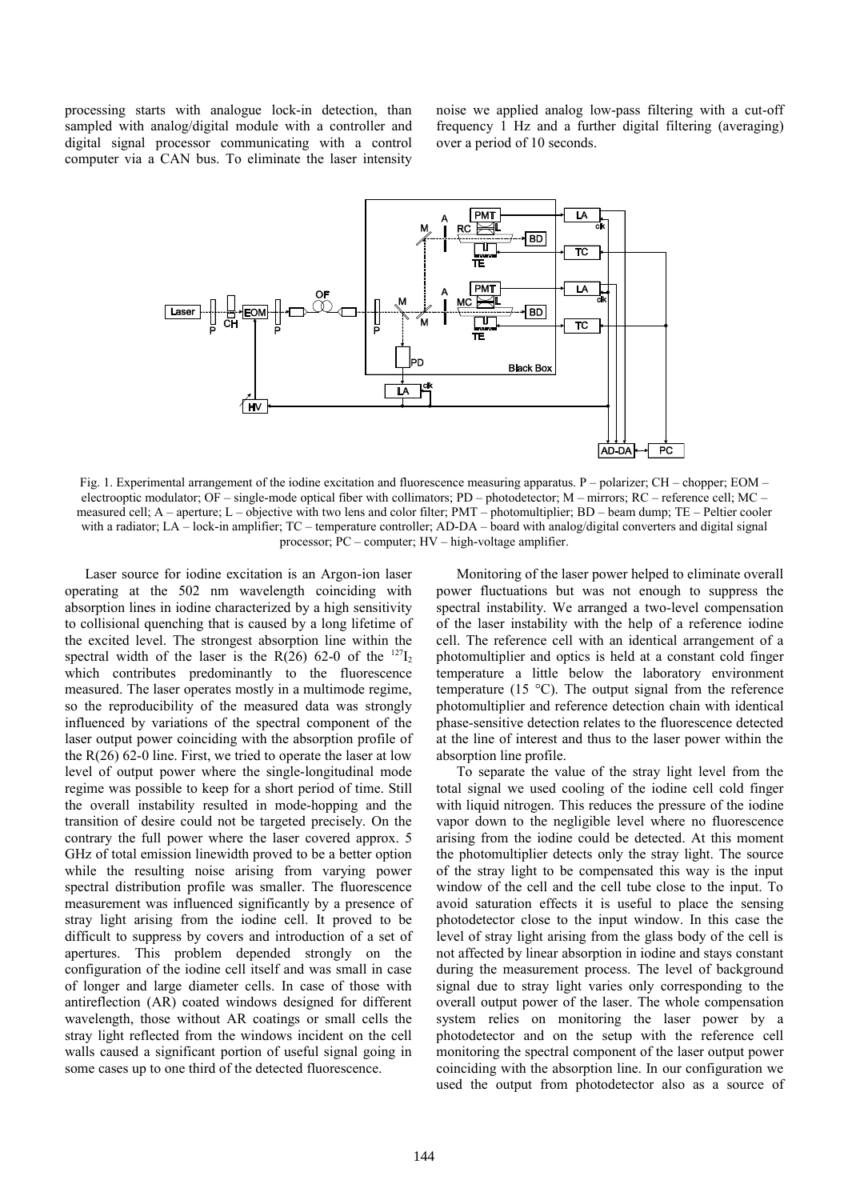processing starts with analogue lock-in detection, than sampled with analog/digital module with a controller and digital signal processor communicating with a control computer via a CAN bus. To eliminate the laser intensity noise we applied analog low-pass filtering with a cut-off frequency 1 Hz and a further digital filtering (averaging) over a period of 10 seconds.

Fig. 1. Experimental arrangement of the iodine excitation and fluorescence measuring apparatus. P – polarizer; CH – chopper; EOM – electrooptic modulator; OF – single-mode optical fiber with collimators; PD – photodetector; M – mirrors; RC – reference cell; MC – measured cell; A – aperture; L – objective with two lens and color filter; PMT – photomultiplier; BD – beam dump; TE – Peltier cooler with a radiator; LA – lock-in amplifier; TC – temperature controller; AD-DA – board with analog/digital converters and digital signal processor; PC – computer; HV – high-voltage amplifier.

Laser source for iodine excitation is an Argon-ion laser operating at the 502 nm wavelength coinciding with absorption lines in iodine characterized by a high sensitivity to collisional quenching that is caused by a long lifetime of the excited level. The strongest absorption line within the spectral width of the laser is the R(26) 62-0 of the $^{127}I_2$ which contributes predominantly to the fluorescence measured. The laser operates mostly in a multimode regime, so the reproducibility of the measured data was strongly influenced by variations of the spectral component of the laser output power coinciding with the absorption profile of the R(26) 62-0 line. First, we tried to operate the laser at low level of output power where the single-longitudinal mode regime was possible to keep for a short period of time. Still the overall instability resulted in mode-hopping and the transition of desire could not be targeted precisely. On the contrary the full power where the laser covered approx. 5 GHz of total emission linewidth proved to be a better option while the resulting noise arising from varying power spectral distribution profile was smaller. The fluorescence measurement was influenced significantly by a presence of stray light arising from the iodine cell. It proved to be difficult to suppress by covers and introduction of a set of apertures. This problem depended strongly on the configuration of the iodine cell itself and was small in case of longer and large diameter cells. In case of those with antireflection (AR) coated windows designed for different wavelength, those without AR coatings or small cells the stray light reflected from the windows incident on the cell walls caused a significant portion of useful signal going in some cases up to one third of the detected fluorescence.

Monitoring of the laser power helped to eliminate overall power fluctuations but was not enough to suppress the spectral instability. We arranged a two-level compensation of the laser instability with the help of a reference iodine cell. The reference cell with an identical arrangement of a photomultiplier and optics is held at a constant cold finger temperature a little below the laboratory environment temperature (15 °C). The output signal from the reference photomultiplier and reference detection chain with identical phase-sensitive detection relates to the fluorescence detected at the line of interest and thus to the laser power within the absorption line profile.

To separate the value of the stray light level from the total signal we used cooling of the iodine cell cold finger with liquid nitrogen. This reduces the pressure of the iodine vapor down to the negligible level where no fluorescence arising from the iodine could be detected. At this moment the photomultiplier detects only the stray light. The source of the stray light to be compensated this way is the input window of the cell and the cell tube close to the input. To avoid saturation effects it is useful to place the sensing photodetector close to the input window. In this case the level of stray light arising from the glass body of the cell is not affected by linear absorption in iodine and stays constant during the measurement process. The level of background signal due to stray light varies only corresponding to the overall output power of the laser. The whole compensation system relies on monitoring the laser power by a photodetector and on the setup with the reference cell monitoring the spectral component of the laser output power coinciding with the absorption line. In our configuration we used the output from photodetector also as a source of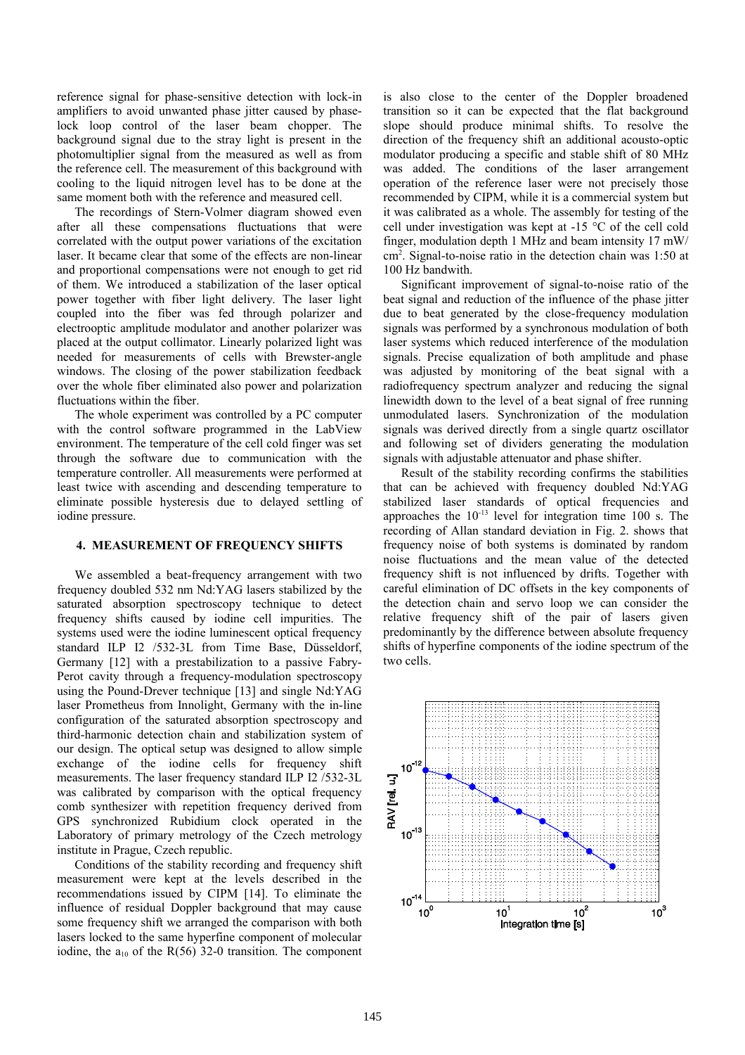reference signal for phase-sensitive detection with lock-in amplifiers to avoid unwanted phase jitter caused by phase-lock loop control of the laser beam chopper. The background signal due to the stray light is present in the photomultiplier signal from the measured as well as from the reference cell. The measurement of this background with cooling to the liquid nitrogen level has to be done at the same moment both with the reference and measured cell.

The recordings of Stern-Volmer diagram showed even after all these compensations fluctuations that were correlated with the output power variations of the excitation laser. It became clear that some of the effects are non-linear and proportional compensations were not enough to get rid of them. We introduced a stabilization of the laser optical power together with fiber light delivery. The laser light coupled into the fiber was fed through polarizer and electrooptic amplitude modulator and another polarizer was placed at the output collimator. Linearly polarized light was needed for measurements of cells with Brewster-angle windows. The closing of the power stabilization feedback over the whole fiber eliminated also power and polarization fluctuations within the fiber.

The whole experiment was controlled by a PC computer with the control software programmed in the LabView environment. The temperature of the cell cold finger was set through the software due to communication with the temperature controller. All measurements were performed at least twice with ascending and descending temperature to eliminate possible hysteresis due to delayed settling of iodine pressure.

## 4. MEASUREMENT OF FREQUENCY SHIFTS

We assembled a beat-frequency arrangement with two frequency doubled 532 nm Nd:YAG lasers stabilized by the saturated absorption spectroscopy technique to detect frequency shifts caused by iodine cell impurities. The systems used were the iodine luminescent optical frequency standard ILP I2 /532-3L from Time Base, Düsseldorf, Germany [12] with a prestabilization to a passive Fabry-Perot cavity through a frequency-modulation spectroscopy using the Pound-Drever technique [13] and single Nd:YAG laser Prometheus from Innolight, Germany with the in-line configuration of the saturated absorption spectroscopy and third-harmonic detection chain and stabilization system of our design. The optical setup was designed to allow simple exchange of the iodine cells for frequency shift measurements. The laser frequency standard ILP I2 /532-3L was calibrated by comparison with the optical frequency comb synthesizer with repetition frequency derived from GPS synchronized Rubidium clock operated in the Laboratory of primary metrology of the Czech metrology institute in Prague, Czech republic.

Conditions of the stability recording and frequency shift measurement were kept at the levels described in the recommendations issued by CIPM [14]. To eliminate the influence of residual Doppler background that may cause some frequency shift we arranged the comparison with both lasers locked to the same hyperfine component of molecular iodine, the $a_{10}$ of the R(56) 32-0 transition. The component is also close to the center of the Doppler broadened transition so it can be expected that the flat background slope should produce minimal shifts. To resolve the direction of the frequency shift an additional acousto-optic modulator producing a specific and stable shift of 80 MHz was added. The conditions of the laser arrangement operation of the reference laser were not precisely those recommended by CIPM, while it is a commercial system but it was calibrated as a whole. The assembly for testing of the cell under investigation was kept at -15 °C of the cell cold finger, modulation depth 1 MHz and beam intensity 17 mW/cm$^2$. Signal-to-noise ratio in the detection chain was 1:50 at 100 Hz bandwidth.

Significant improvement of signal-to-noise ratio of the beat signal and reduction of the influence of the phase jitter due to beat generated by the close-frequency modulation signals was performed by a synchronous modulation of both laser systems which reduced interference of the modulation signals. Precise equalization of both amplitude and phase was adjusted by monitoring of the beat signal with a radiofrequency spectrum analyzer and reducing the signal linewidth down to the level of a beat signal of free running unmodulated lasers. Synchronization of the modulation signals was derived directly from a single quartz oscillator and following set of dividers generating the modulation signals with adjustable attenuator and phase shifter.

Result of the stability recording confirms the stabilities that can be achieved with frequency doubled Nd:YAG stabilized laser standards of optical frequencies and approaches the $10^{-13}$ level for integration time 100 s. The recording of Allan standard deviation in Fig. 2. shows that frequency noise of both systems is dominated by random noise fluctuations and the mean value of the detected frequency shift is not influenced by drifts. Together with careful elimination of DC offsets in the key components of the detection chain and servo loop we can consider the relative frequency shift of the pair of lasers given predominantly by the difference between absolute frequency shifts of hyperfine components of the iodine spectrum of the two cells.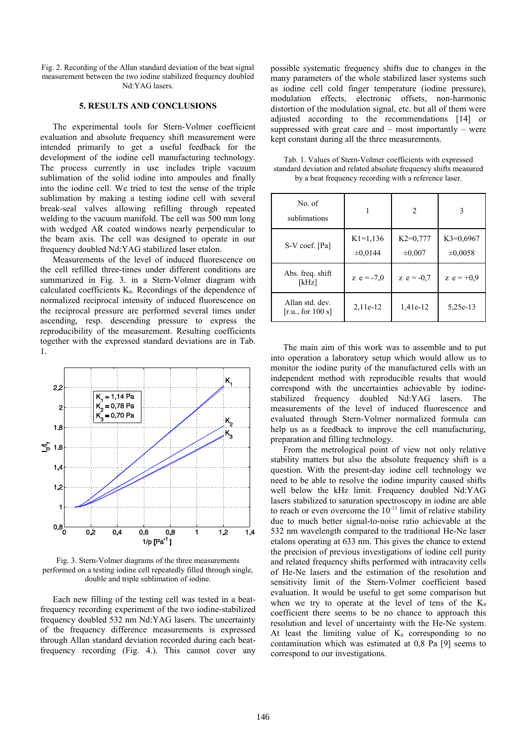Fig. 2. Recording of the Allan standard deviation of the beat signal measurement between the two iodine stabilized frequency doubled Nd:YAG lasers.

## 5. RESULTS AND CONCLUSIONS

The experimental tools for Stern-Volmer coefficient evaluation and absolute frequency shift measurement were intended primarily to get a useful feedback for the development of the iodine cell manufacturing technology. The process currently in use includes triple vacuum sublimation of the solid iodine into ampoules and finally into the iodine cell. We tried to test the sense of the triple sublimation by making a testing iodine cell with several break-seal valves allowing refilling through repeated welding to the vacuum manifold. The cell was 500 mm long with wedged AR coated windows nearly perpendicular to the beam axis. The cell was designed to operate in our frequency doubled Nd:YAG stabilized laser etalon.

Measurements of the level of induced fluorescence on the cell refilled three-times under different conditions are summarized in Fig. 3. in a Stern-Volmer diagram with calculated coefficients $K_0$. Recordings of the dependence of normalized reciprocal intensity of induced fluorescence on the reciprocal pressure are performed several times under ascending, resp. descending pressure to express the reproducibility of the measurement. Resulting coefficients together with the expressed standard deviations are in Tab. 1.

Fig. 3. Stern-Volmer diagrams of the three measurements performed on a testing iodine cell repeatedly filled through single, double and triple sublimation of iodine.

Each new filling of the testing cell was tested in a beat-frequency recording experiment of the two iodine-stabilized frequency doubled 532 nm Nd:YAG lasers. The uncertainty of the frequency difference measurements is expressed through Allan standard deviation recorded during each beat-frequency recording (Fig. 4.). This cannot cover any possible systematic frequency shifts due to changes in the many parameters of the whole stabilized laser systems such as iodine cell cold finger temperature (iodine pressure), modulation effects, electronic offsets, non-harmonic distortion of the modulation signal, etc. but all of them were adjusted according to the recommendations [14] or suppressed with great care and – most importantly – were kept constant during all the three measurements.

Tab. 1. Values of Stern-Volmer coefficients with expressed standard deviation and related absolute frequency shifts measured by a beat frequency recording with a reference laser.

| No. of sublimations | 1 | 2 | 3 |
|---|---|---|---|
| S-V coef. [Pa] | K1=1,136 ±0,0144 | K2=0,777 ±0,007 | K3=0,6967 ±0,0058 |
| Abs. freq. shift [kHz] | z e = -7,0 | z e = -0,7 | z e = +0,9 |
| Allan std. dev. [r.u., for 100 s] | 2,11e-12 | 1,41e-12 | 5,25e-13 |

The main aim of this work was to assemble and to put into operation a laboratory setup which would allow us to monitor the iodine purity of the manufactured cells with an independent method with reproducible results that would correspond with the uncertainties achievable by iodine-stabilized frequency doubled Nd:YAG lasers. The measurements of the level of induced fluorescence and evaluated through Stern-Volmer normalized formula can help us as a feedback to improve the cell manufacturing, preparation and filling technology.

From the metrological point of view not only relative stability matters but also the absolute frequency shift is a question. With the present-day iodine cell technology we need to be able to resolve the iodine impurity caused shifts well below the kHz limit. Frequency doubled Nd:YAG lasers stabilized to saturation spectroscopy in iodine are able to reach or even overcome the $10^{-13}$ limit of relative stability due to much better signal-to-noise ratio achievable at the 532 nm wavelength compared to the traditional He-Ne laser etalons operating at 633 nm. This gives the chance to extend the precision of previous investigations of iodine cell purity and related frequency shifts performed with intracavity cells of He-Ne lasers and the estimation of the resolution and sensitivity limit of the Stern-Volmer coefficient based evaluation. It would be useful to get some comparison but when we try to operate at the level of tens of the $K_0$ coefficient there seems to be no chance to approach this resolution and level of uncertainty with the He-Ne system. At least the limiting value of $K_0$ corresponding to no contamination which was estimated at 0,8 Pa [9] seems to correspond to our investigations.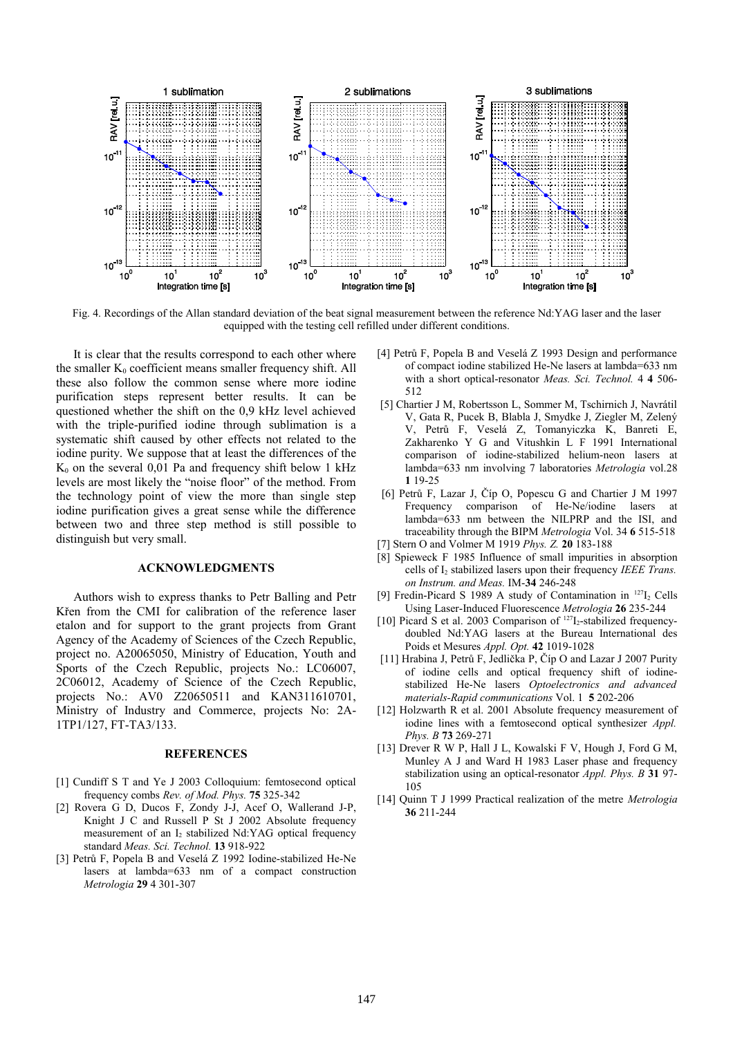1 sublimation

RAV [rel.u.]

$10^{-11}$

$10^{-12}$

$10^{-13}$

$10^{0}$ $10^{1}$ $10^{2}$ $10^{3}$

Integration time [s]

2 sublimations

RAV [rel.u.]

$10^{-11}$

$10^{-12}$

$10^{-13}$

$10^{0}$ $10^{1}$ $10^{2}$ $10^{3}$

Integration time [s]

3 sublimations

RAV [rel.u.]

$10^{-11}$

$10^{-12}$

$10^{-13}$

$10^{0}$ $10^{1}$ $10^{2}$ $10^{3}$

Integration time [s]

Fig. 4. Recordings of the Allan standard deviation of the beat signal measurement between the reference Nd:YAG laser and the laser equipped with the testing cell refilled under different conditions.

It is clear that the results correspond to each other where the smaller $K_0$ coefficient means smaller frequency shift. All these also follow the common sense where more iodine purification steps represent better results. It can be questioned whether the shift on the 0,9 kHz level achieved with the triple-purified iodine through sublimation is a systematic shift caused by other effects not related to the iodine purity. We suppose that at least the differences of the $K_0$ on the several 0,01 Pa and frequency shift below 1 kHz levels are most likely the "noise floor" of the method. From the technology point of view the more than single step iodine purification gives a great sense while the difference between two and three step method is still possible to distinguish but very small.

## ACKNOWLEDGMENTS

Authors wish to express thanks to Petr Balling and Petr Křen from the CMI for calibration of the reference laser etalon and for support to the grant projects from Grant Agency of the Academy of Sciences of the Czech Republic, project no. A20065050, Ministry of Education, Youth and Sports of the Czech Republic, projects No.: LC06007, 2C06012, Academy of Science of the Czech Republic, projects No.: AV0 Z20650511 and KAN311610701, Ministry of Industry and Commerce, projects No: 2A-1TP1/127, FT-TA3/133.

## REFERENCES

[1] Cundiff S T and Ye J 2003 Colloquium: femtosecond optical frequency combs *Rev. of Mod. Phys.* **75** 325-342

[2] Rovera G D, Ducos F, Zondy J-J, Acef O, Wallerand J-P, Knight J C and Russell P St J 2002 Absolute frequency measurement of an $I_2$ stabilized Nd:YAG optical frequency standard *Meas. Sci. Technol.* **13** 918-922

[3] Petrů F, Popela B and Veselá Z 1992 Iodine-stabilized He-Ne lasers at lambda=633 nm of a compact construction *Metrologia* **29** 4 301-307

[4] Petrů F, Popela B and Veselá Z 1993 Design and performance of compact iodine stabilized He-Ne lasers at lambda=633 nm with a short optical-resonator *Meas. Sci. Technol.* 4 **4** 506-512

[5] Chartier J M, Robertsson L, Sommer M, Tschirnich J, Navrátil V, Gata R, Pucek B, Blabla J, Smydke J, Ziegler M, Zelený V, Petrů F, Veselá Z, Tomanyiczka K, Banreti E, Zakharenko Y G and Vitushkin L F 1991 International comparison of iodine-stabilized helium-neon lasers at lambda=633 nm involving 7 laboratories *Metrologia* vol.28 **1** 19-25

[6] Petrů F, Lazar J, Číp O, Popescu G and Chartier J M 1997 Frequency comparison of He-Ne/iodine lasers at lambda=633 nm between the NILPRP and the ISI, and traceability through the BIPM *Metrologia* Vol. 34 **6** 515-518

[7] Stern O and Volmer M 1919 *Phys. Z.* **20** 183-188

[8] Spieweck F 1985 Influence of small impurities in absorption cells of $I_2$ stabilized lasers upon their frequency *IEEE Trans. on Instrum. and Meas.* IM-**34** 246-248

[9] Fredin-Picard S 1989 A study of Contamination in $^{127}I_2$ Cells Using Laser-Induced Fluorescence *Metrologia* **26** 235-244

[10] Picard S et al. 2003 Comparison of $^{127}I_2$-stabilized frequency-doubled Nd:YAG lasers at the Bureau International des Poids et Mesures *Appl. Opt.* **42** 1019-1028

[11] Hrabina J, Petrů F, Jedlička P, Číp O and Lazar J 2007 Purity of iodine cells and optical frequency shift of iodine-stabilized He-Ne lasers *Optoelectronics and advanced materials-Rapid communications* Vol. 1 **5** 202-206

[12] Holzwarth R et al. 2001 Absolute frequency measurement of iodine lines with a femtosecond optical synthesizer *Appl. Phys. B* **73** 269-271

[13] Drever R W P, Hall J L, Kowalski F V, Hough J, Ford G M, Munley A J and Ward H 1983 Laser phase and frequency stabilization using an optical-resonator *Appl. Phys. B* **31** 97-105

[14] Quinn T J 1999 Practical realization of the metre *Metrologia* **36** 211-244